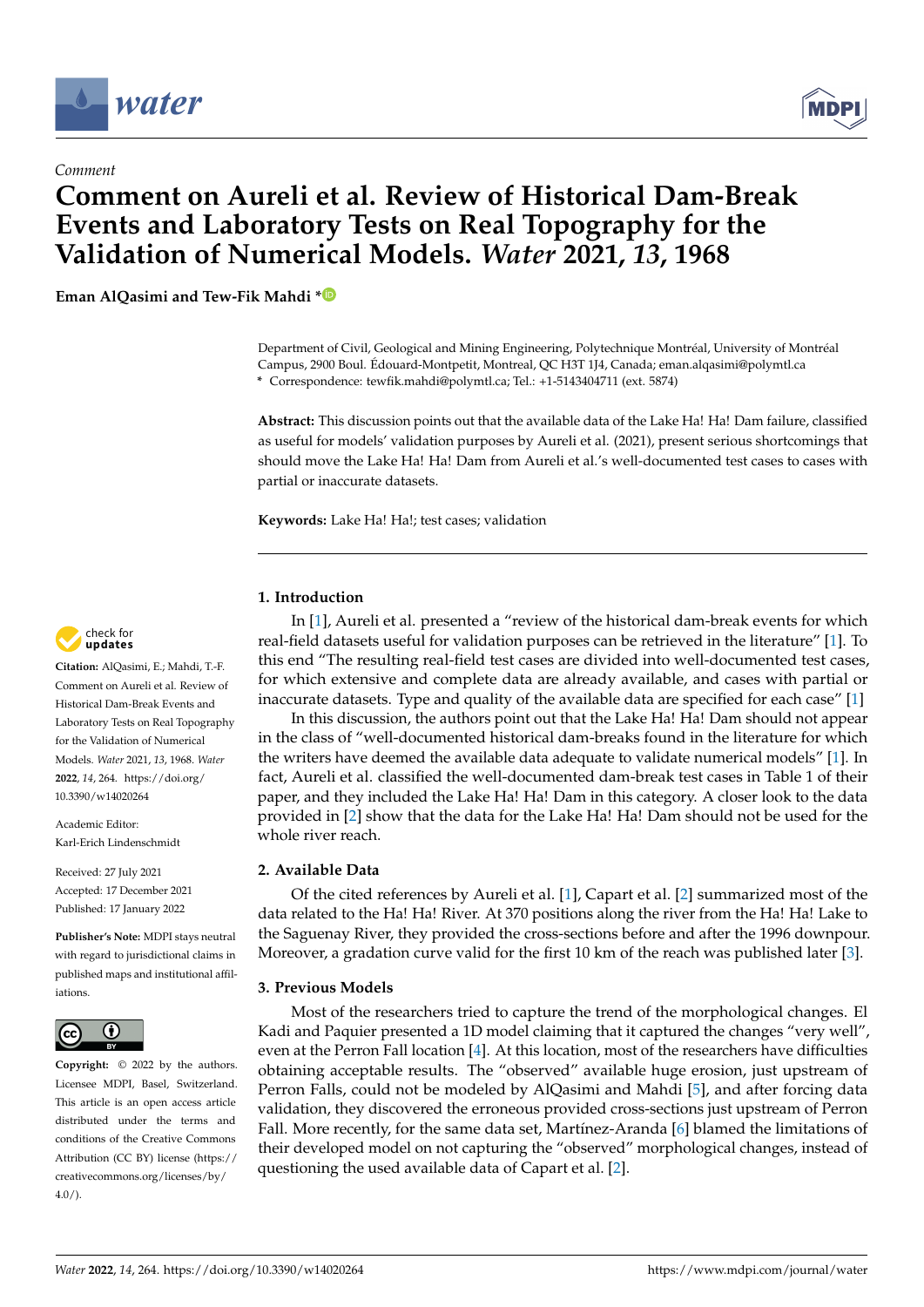*Comment*

# Comment on Aureli et al. Review of Historical Dam-Break Events and Laboratory Tests on Real Topography for the Validation of Numerical Models. *Water* 2021, *13*, 1968

**Eman AlQasimi and Tew-Fik Mahdi ***

Department of Civil, Geological and Mining Engineering, Polytechnique Montréal, University of Montréal Campus, 2900 Boul. Édouard-Montpetit, Montreal, QC H3T 1J4, Canada; eman.alqasimi@polymtl.ca
* Correspondence: tewfik.mahdi@polymtl.ca; Tel.: +1-5143404711 (ext. 5874)

**Abstract:** This discussion points out that the available data of the Lake Ha! Ha! Dam failure, classified as useful for models' validation purposes by Aureli et al. (2021), present serious shortcomings that should move the Lake Ha! Ha! Dam from Aureli et al.'s well-documented test cases to cases with partial or inaccurate datasets.

**Keywords:** Lake Ha! Ha!; test cases; validation

**Citation:** AlQasimi, E.; Mahdi, T.-F. Comment on Aureli et al. Review of Historical Dam-Break Events and Laboratory Tests on Real Topography for the Validation of Numerical Models. *Water* 2021, *13*, 1968. *Water* **2022**, *14*, 264. https://doi.org/10.3390/w14020264

Academic Editor: Karl-Erich Lindenschmidt

Received: 27 July 2021
Accepted: 17 December 2021
Published: 17 January 2022

**Publisher's Note:** MDPI stays neutral with regard to jurisdictional claims in published maps and institutional affiliations.

**Copyright:** © 2022 by the authors. Licensee MDPI, Basel, Switzerland. This article is an open access article distributed under the terms and conditions of the Creative Commons Attribution (CC BY) license (https://creativecommons.org/licenses/by/4.0/).

## 1. Introduction

In [1], Aureli et al. presented a "review of the historical dam-break events for which real-field datasets useful for validation purposes can be retrieved in the literature" [1]. To this end "The resulting real-field test cases are divided into well-documented test cases, for which extensive and complete data are already available, and cases with partial or inaccurate datasets. Type and quality of the available data are specified for each case" [1]

In this discussion, the authors point out that the Lake Ha! Ha! Dam should not appear in the class of "well-documented historical dam-breaks found in the literature for which the writers have deemed the available data adequate to validate numerical models" [1]. In fact, Aureli et al. classified the well-documented dam-break test cases in Table 1 of their paper, and they included the Lake Ha! Ha! Dam in this category. A closer look to the data provided in [2] show that the data for the Lake Ha! Ha! Dam should not be used for the whole river reach.

## 2. Available Data

Of the cited references by Aureli et al. [1], Capart et al. [2] summarized most of the data related to the Ha! Ha! River. At 370 positions along the river from the Ha! Ha! Lake to the Saguenay River, they provided the cross-sections before and after the 1996 downpour. Moreover, a gradation curve valid for the first 10 km of the reach was published later [3].

## 3. Previous Models

Most of the researchers tried to capture the trend of the morphological changes. El Kadi and Paquier presented a 1D model claiming that it captured the changes "very well", even at the Perron Fall location [4]. At this location, most of the researchers have difficulties obtaining acceptable results. The "observed" available huge erosion, just upstream of Perron Falls, could not be modeled by AlQasimi and Mahdi [5], and after forcing data validation, they discovered the erroneous provided cross-sections just upstream of Perron Fall. More recently, for the same data set, Martínez-Aranda [6] blamed the limitations of their developed model on not capturing the "observed" morphological changes, instead of questioning the used available data of Capart et al. [2].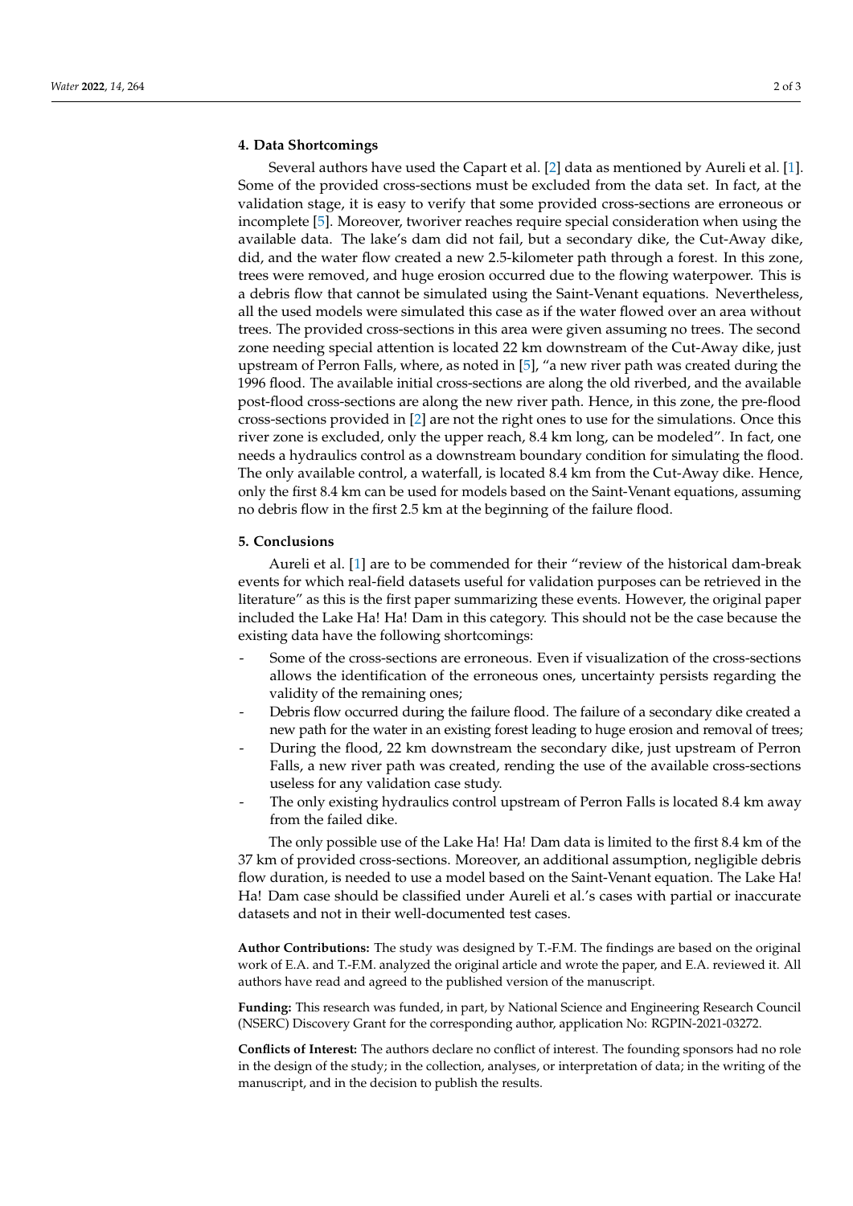## 4. Data Shortcomings

Several authors have used the Capart et al. [2] data as mentioned by Aureli et al. [1]. Some of the provided cross-sections must be excluded from the data set. In fact, at the validation stage, it is easy to verify that some provided cross-sections are erroneous or incomplete [5]. Moreover, tworiver reaches require special consideration when using the available data. The lake's dam did not fail, but a secondary dike, the Cut-Away dike, did, and the water flow created a new 2.5-kilometer path through a forest. In this zone, trees were removed, and huge erosion occurred due to the flowing waterpower. This is a debris flow that cannot be simulated using the Saint-Venant equations. Nevertheless, all the used models were simulated this case as if the water flowed over an area without trees. The provided cross-sections in this area were given assuming no trees. The second zone needing special attention is located 22 km downstream of the Cut-Away dike, just upstream of Perron Falls, where, as noted in [5], "a new river path was created during the 1996 flood. The available initial cross-sections are along the old riverbed, and the available post-flood cross-sections are along the new river path. Hence, in this zone, the pre-flood cross-sections provided in [2] are not the right ones to use for the simulations. Once this river zone is excluded, only the upper reach, 8.4 km long, can be modeled". In fact, one needs a hydraulics control as a downstream boundary condition for simulating the flood. The only available control, a waterfall, is located 8.4 km from the Cut-Away dike. Hence, only the first 8.4 km can be used for models based on the Saint-Venant equations, assuming no debris flow in the first 2.5 km at the beginning of the failure flood.

## 5. Conclusions

Aureli et al. [1] are to be commended for their "review of the historical dam-break events for which real-field datasets useful for validation purposes can be retrieved in the literature" as this is the first paper summarizing these events. However, the original paper included the Lake Ha! Ha! Dam in this category. This should not be the case because the existing data have the following shortcomings:

- Some of the cross-sections are erroneous. Even if visualization of the cross-sections allows the identification of the erroneous ones, uncertainty persists regarding the validity of the remaining ones;
- Debris flow occurred during the failure flood. The failure of a secondary dike created a new path for the water in an existing forest leading to huge erosion and removal of trees;
- During the flood, 22 km downstream the secondary dike, just upstream of Perron Falls, a new river path was created, rending the use of the available cross-sections useless for any validation case study.
- The only existing hydraulics control upstream of Perron Falls is located 8.4 km away from the failed dike.

The only possible use of the Lake Ha! Ha! Dam data is limited to the first 8.4 km of the 37 km of provided cross-sections. Moreover, an additional assumption, negligible debris flow duration, is needed to use a model based on the Saint-Venant equation. The Lake Ha! Ha! Dam case should be classified under Aureli et al.'s cases with partial or inaccurate datasets and not in their well-documented test cases.

**Author Contributions:** The study was designed by T.-F.M. The findings are based on the original work of E.A. and T.-F.M. analyzed the original article and wrote the paper, and E.A. reviewed it. All authors have read and agreed to the published version of the manuscript.

**Funding:** This research was funded, in part, by National Science and Engineering Research Council (NSERC) Discovery Grant for the corresponding author, application No: RGPIN-2021-03272.

**Conflicts of Interest:** The authors declare no conflict of interest. The founding sponsors had no role in the design of the study; in the collection, analyses, or interpretation of data; in the writing of the manuscript, and in the decision to publish the results.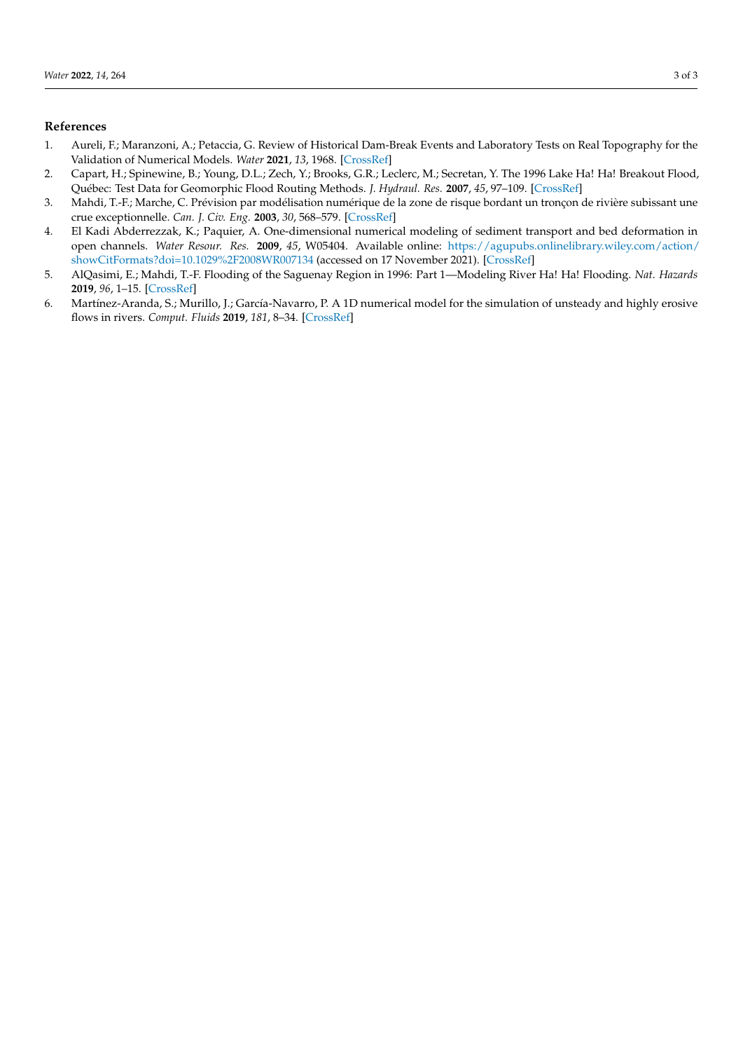## References

1. Aureli, F.; Maranzoni, A.; Petaccia, G. Review of Historical Dam-Break Events and Laboratory Tests on Real Topography for the Validation of Numerical Models. *Water* **2021**, *13*, 1968. [CrossRef]
2. Capart, H.; Spinewine, B.; Young, D.L.; Zech, Y.; Brooks, G.R.; Leclerc, M.; Secretan, Y. The 1996 Lake Ha! Ha! Breakout Flood, Québec: Test Data for Geomorphic Flood Routing Methods. *J. Hydraul. Res.* **2007**, *45*, 97–109. [CrossRef]
3. Mahdi, T.-F.; Marche, C. Prévision par modélisation numérique de la zone de risque bordant un tronçon de rivière subissant une crue exceptionnelle. *Can. J. Civ. Eng.* **2003**, *30*, 568–579. [CrossRef]
4. El Kadi Abderrezzak, K.; Paquier, A. One-dimensional numerical modeling of sediment transport and bed deformation in open channels. *Water Resour. Res.* **2009**, *45*, W05404. Available online: https://agupubs.onlinelibrary.wiley.com/action/showCitFormats?doi=10.1029%2F2008WR007134 (accessed on 17 November 2021). [CrossRef]
5. AlQasimi, E.; Mahdi, T.-F. Flooding of the Saguenay Region in 1996: Part 1—Modeling River Ha! Ha! Flooding. *Nat. Hazards* **2019**, *96*, 1–15. [CrossRef]
6. Martínez-Aranda, S.; Murillo, J.; García-Navarro, P. A 1D numerical model for the simulation of unsteady and highly erosive flows in rivers. *Comput. Fluids* **2019**, *181*, 8–34. [CrossRef]